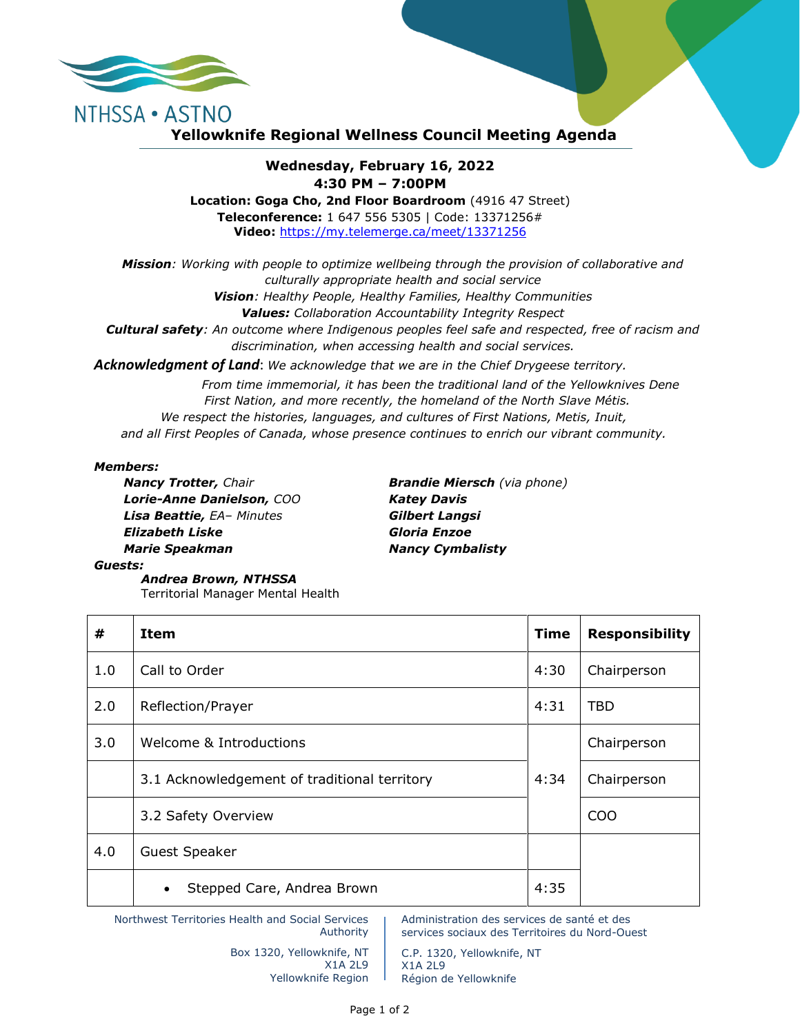NTHSSA • ASTNO

# Yellowknife Regional Wellness Council Meeting Agenda

**Wednesday, February 16, 2022**
**4:30 PM – 7:00PM**
**Location: Goga Cho, 2nd Floor Boardroom** (4916 47 Street)
**Teleconference:** 1 647 556 5305 | Code: 13371256#
**Video:** https://my.telemerge.ca/meet/13371256

***Mission****: Working with people to optimize wellbeing through the provision of collaborative and culturally appropriate health and social service*

***Vision****: Healthy People, Healthy Families, Healthy Communities*

***Values:*** *Collaboration Accountability Integrity Respect*

***Cultural safety****: An outcome where Indigenous peoples feel safe and respected, free of racism and discrimination, when accessing health and social services.*

***Acknowledgment of Land***: *We acknowledge that we are in the Chief Drygeese territory. From time immemorial, it has been the traditional land of the Yellowknives Dene First Nation, and more recently, the homeland of the North Slave Métis. We respect the histories, languages, and cultures of First Nations, Metis, Inuit, and all First Peoples of Canada, whose presence continues to enrich our vibrant community.*

***Members:***

- ***Nancy Trotter,*** *Chair*
- ***Lorie-Anne Danielson,*** *COO*
- ***Lisa Beattie,*** *EA– Minutes*
- ***Elizabeth Liske***
- ***Marie Speakman***
- ***Brandie Miersch*** *(via phone)*
- ***Katey Davis***
- ***Gilbert Langsi***
- ***Gloria Enzoe***
- ***Nancy Cymbalisty***

***Guests:***

- ***Andrea Brown, NTHSSA***
  Territorial Manager Mental Health

| # | Item | Time | Responsibility |
|---|---|---|---|
| 1.0 | Call to Order | 4:30 | Chairperson |
| 2.0 | Reflection/Prayer | 4:31 | TBD |
| 3.0 | Welcome & Introductions | 4:34 | Chairperson |
| | 3.1 Acknowledgement of traditional territory | | Chairperson |
| | 3.2 Safety Overview | | COO |
| 4.0 | Guest Speaker | | |
| | • Stepped Care, Andrea Brown | 4:35 | |

Northwest Territories Health and Social Services Authority
Box 1320, Yellowknife, NT
X1A 2L9
Yellowknife Region

Administration des services de santé et des services sociaux des Territoires du Nord-Ouest
C.P. 1320, Yellowknife, NT
X1A 2L9
Région de Yellowknife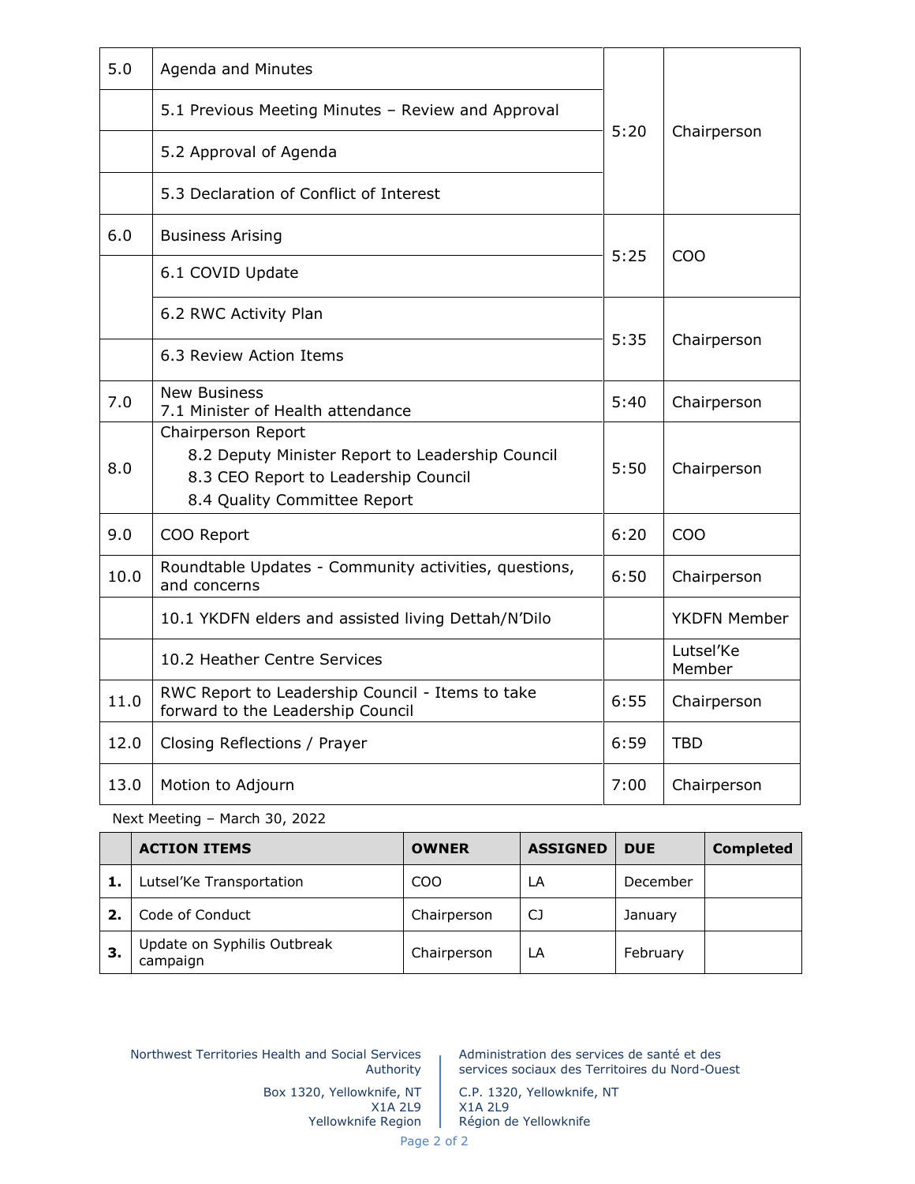| | | | |
|---|---|---|---|
| 5.0 | Agenda and Minutes | 5:20 | Chairperson |
| | 5.1 Previous Meeting Minutes – Review and Approval | | |
| | 5.2 Approval of Agenda | | |
| | 5.3 Declaration of Conflict of Interest | | |
| 6.0 | Business Arising | 5:25 | COO |
| | 6.1 COVID Update | | |
| | 6.2 RWC Activity Plan | 5:35 | Chairperson |
| | 6.3 Review Action Items | | |
| 7.0 | New Business<br>7.1 Minister of Health attendance | 5:40 | Chairperson |
| 8.0 | Chairperson Report<br>8.2 Deputy Minister Report to Leadership Council<br>8.3 CEO Report to Leadership Council<br>8.4 Quality Committee Report | 5:50 | Chairperson |
| 9.0 | COO Report | 6:20 | COO |
| 10.0 | Roundtable Updates - Community activities, questions, and concerns | 6:50 | Chairperson |
| | 10.1 YKDFN elders and assisted living Dettah/N'Dilo | | YKDFN Member |
| | 10.2 Heather Centre Services | | Lutsel'Ke Member |
| 11.0 | RWC Report to Leadership Council - Items to take forward to the Leadership Council | 6:55 | Chairperson |
| 12.0 | Closing Reflections / Prayer | 6:59 | TBD |
| 13.0 | Motion to Adjourn | 7:00 | Chairperson |

Next Meeting – March 30, 2022

| | ACTION ITEMS | OWNER | ASSIGNED | DUE | Completed |
|---|---|---|---|---|---|
| **1.** | Lutsel'Ke Transportation | COO | LA | December | |
| **2.** | Code of Conduct | Chairperson | CJ | January | |
| **3.** | Update on Syphilis Outbreak campaign | Chairperson | LA | February | |

Northwest Territories Health and Social Services Authority
Box 1320, Yellowknife, NT
X1A 2L9
Yellowknife Region

Administration des services de santé et des services sociaux des Territoires du Nord-Ouest
C.P. 1320, Yellowknife, NT
X1A 2L9
Région de Yellowknife